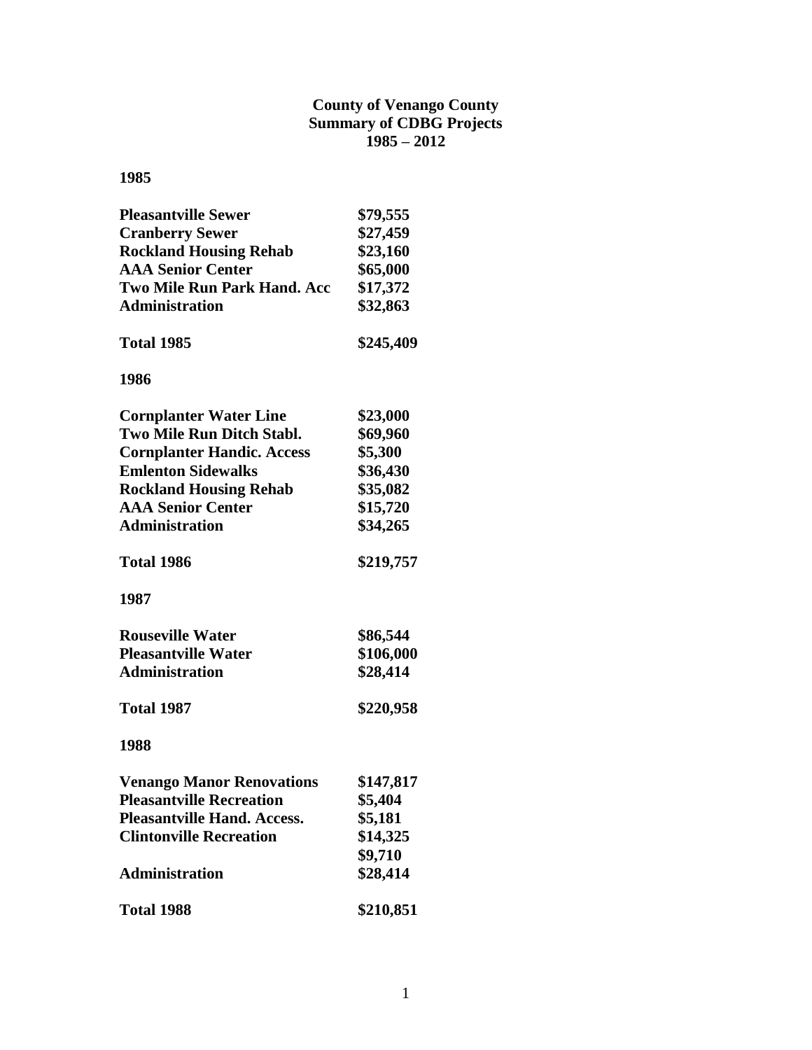# County of Venango County
## Summary of CDBG Projects
## 1985 – 2012

### 1985

| | |
|---|---|
| **Pleasantville Sewer** | **\$79,555** |
| **Cranberry Sewer** | **\$27,459** |
| **Rockland Housing Rehab** | **\$23,160** |
| **AAA Senior Center** | **\$65,000** |
| **Two Mile Run Park Hand. Acc** | **\$17,372** |
| **Administration** | **\$32,863** |
| **Total 1985** | **\$245,409** |

### 1986

| | |
|---|---|
| **Cornplanter Water Line** | **\$23,000** |
| **Two Mile Run Ditch Stabl.** | **\$69,960** |
| **Cornplanter Handic. Access** | **\$5,300** |
| **Emlenton Sidewalks** | **\$36,430** |
| **Rockland Housing Rehab** | **\$35,082** |
| **AAA Senior Center** | **\$15,720** |
| **Administration** | **\$34,265** |
| **Total 1986** | **\$219,757** |

### 1987

| | |
|---|---|
| **Rouseville Water** | **\$86,544** |
| **Pleasantville Water** | **\$106,000** |
| **Administration** | **\$28,414** |
| **Total 1987** | **\$220,958** |

### 1988

| | |
|---|---|
| **Venango Manor Renovations** | **\$147,817** |
| **Pleasantville Recreation** | **\$5,404** |
| **Pleasantville Hand. Access.** | **\$5,181** |
| **Clintonville Recreation** | **\$14,325** |
| | **\$9,710** |
| **Administration** | **\$28,414** |
| **Total 1988** | **\$210,851** |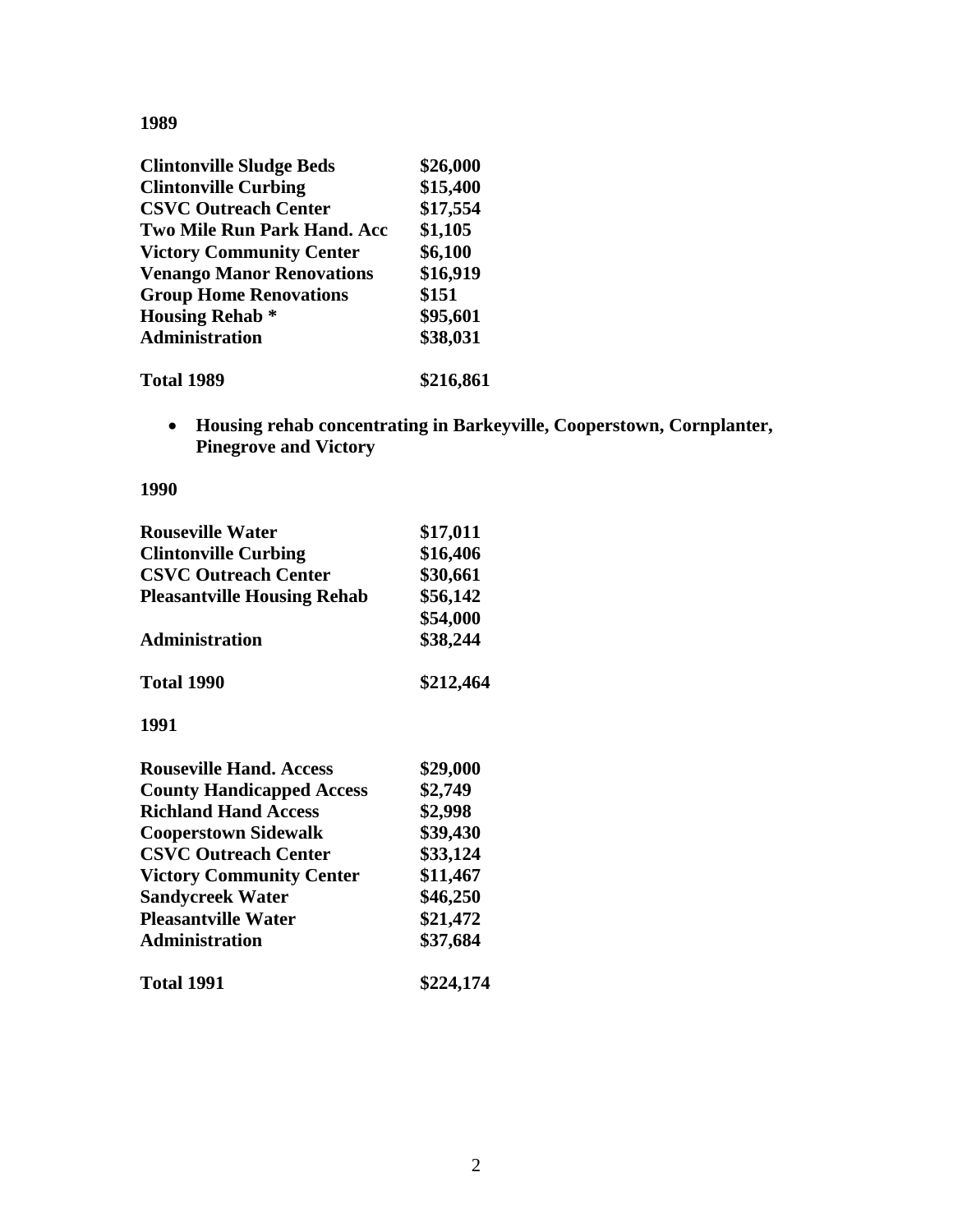**1989**

| | |
|---|---|
| **Clintonville Sludge Beds** | **$26,000** |
| **Clintonville Curbing** | **$15,400** |
| **CSVC Outreach Center** | **$17,554** |
| **Two Mile Run Park Hand. Acc** | **$1,105** |
| **Victory Community Center** | **$6,100** |
| **Venango Manor Renovations** | **$16,919** |
| **Group Home Renovations** | **$151** |
| **Housing Rehab *** | **$95,601** |
| **Administration** | **$38,031** |
| | |
| **Total 1989** | **$216,861** |

- **Housing rehab concentrating in Barkeyville, Cooperstown, Cornplanter, Pinegrove and Victory**

**1990**

| | |
|---|---|
| **Rouseville Water** | **$17,011** |
| **Clintonville Curbing** | **$16,406** |
| **CSVC Outreach Center** | **$30,661** |
| **Pleasantville Housing Rehab** | **$56,142** |
| | **$54,000** |
| **Administration** | **$38,244** |
| | |
| **Total 1990** | **$212,464** |

**1991**

| | |
|---|---|
| **Rouseville Hand. Access** | **$29,000** |
| **County Handicapped Access** | **$2,749** |
| **Richland Hand Access** | **$2,998** |
| **Cooperstown Sidewalk** | **$39,430** |
| **CSVC Outreach Center** | **$33,124** |
| **Victory Community Center** | **$11,467** |
| **Sandycreek Water** | **$46,250** |
| **Pleasantville Water** | **$21,472** |
| **Administration** | **$37,684** |
| | |
| **Total 1991** | **$224,174** |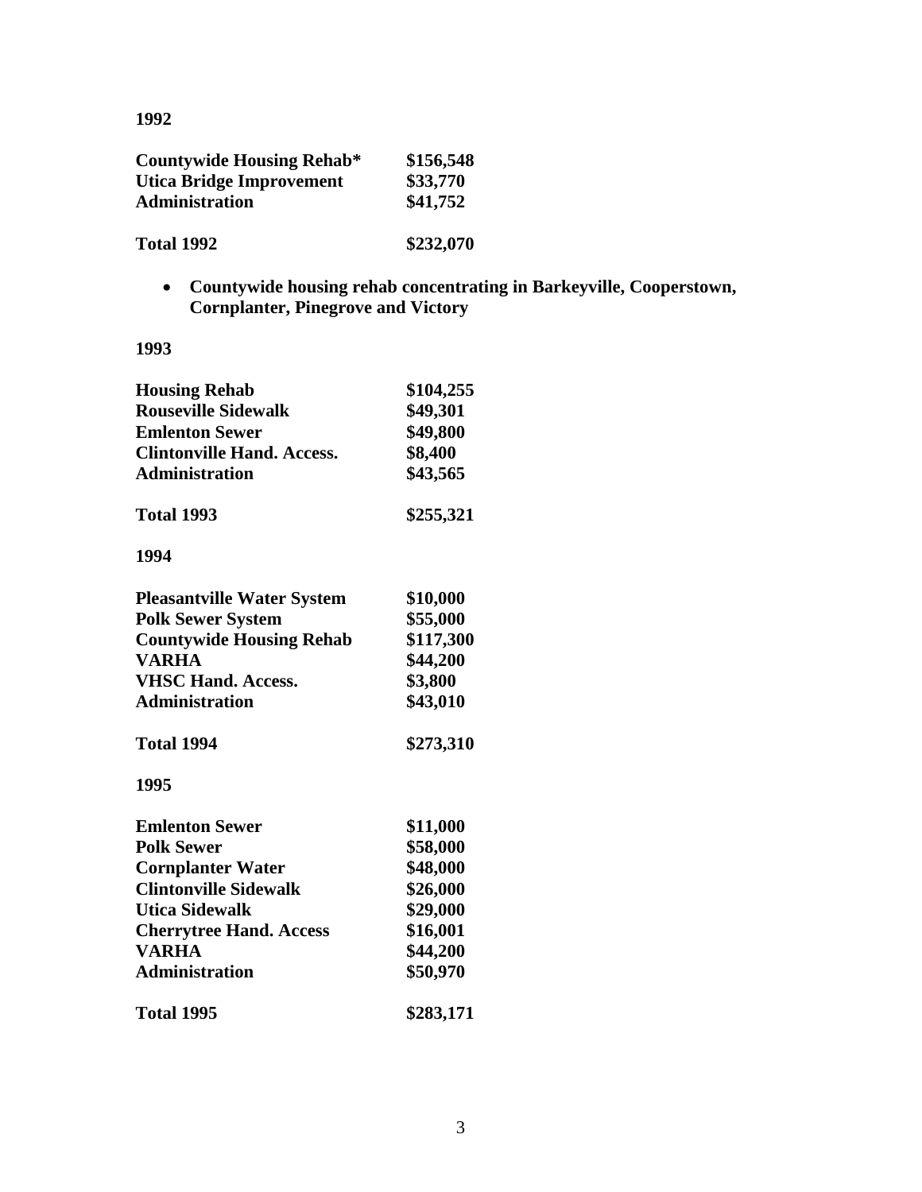**1992**

| | |
|---|---|
| **Countywide Housing Rehab*** | **$156,548** |
| **Utica Bridge Improvement** | **$33,770** |
| **Administration** | **$41,752** |
| **Total 1992** | **$232,070** |

- **Countywide housing rehab concentrating in Barkeyville, Cooperstown, Cornplanter, Pinegrove and Victory**

**1993**

| | |
|---|---|
| **Housing Rehab** | **$104,255** |
| **Rouseville Sidewalk** | **$49,301** |
| **Emlenton Sewer** | **$49,800** |
| **Clintonville Hand. Access.** | **$8,400** |
| **Administration** | **$43,565** |
| **Total 1993** | **$255,321** |

**1994**

| | |
|---|---|
| **Pleasantville Water System** | **$10,000** |
| **Polk Sewer System** | **$55,000** |
| **Countywide Housing Rehab** | **$117,300** |
| **VARHA** | **$44,200** |
| **VHSC Hand. Access.** | **$3,800** |
| **Administration** | **$43,010** |
| **Total 1994** | **$273,310** |

**1995**

| | |
|---|---|
| **Emlenton Sewer** | **$11,000** |
| **Polk Sewer** | **$58,000** |
| **Cornplanter Water** | **$48,000** |
| **Clintonville Sidewalk** | **$26,000** |
| **Utica Sidewalk** | **$29,000** |
| **Cherrytree Hand. Access** | **$16,001** |
| **VARHA** | **$44,200** |
| **Administration** | **$50,970** |
| **Total 1995** | **$283,171** |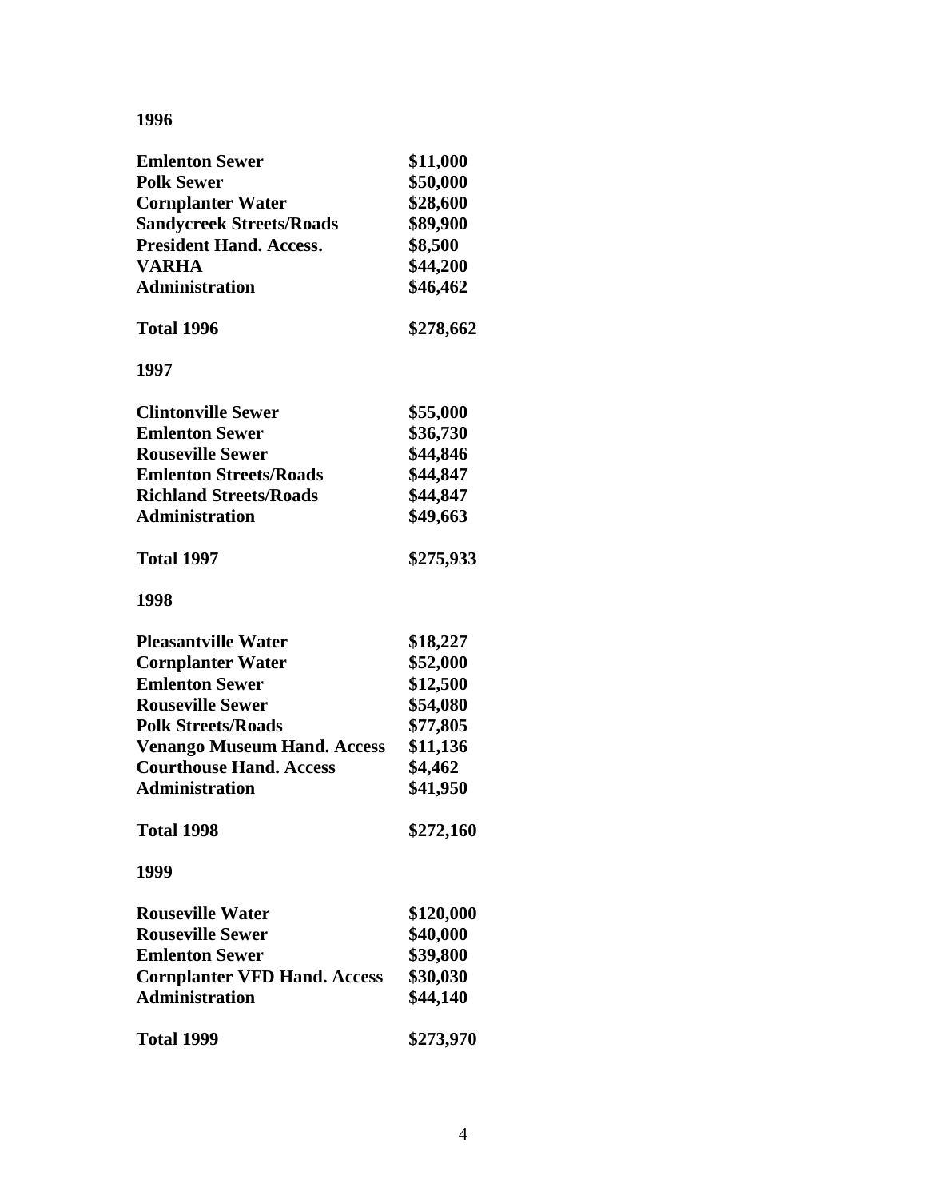**1996**

| | |
|---|---|
| **Emlenton Sewer** | **$11,000** |
| **Polk Sewer** | **$50,000** |
| **Cornplanter Water** | **$28,600** |
| **Sandycreek Streets/Roads** | **$89,900** |
| **President Hand. Access.** | **$8,500** |
| **VARHA** | **$44,200** |
| **Administration** | **$46,462** |
| **Total 1996** | **$278,662** |

**1997**

| | |
|---|---|
| **Clintonville Sewer** | **$55,000** |
| **Emlenton Sewer** | **$36,730** |
| **Rouseville Sewer** | **$44,846** |
| **Emlenton Streets/Roads** | **$44,847** |
| **Richland Streets/Roads** | **$44,847** |
| **Administration** | **$49,663** |
| **Total 1997** | **$275,933** |

**1998**

| | |
|---|---|
| **Pleasantville Water** | **$18,227** |
| **Cornplanter Water** | **$52,000** |
| **Emlenton Sewer** | **$12,500** |
| **Rouseville Sewer** | **$54,080** |
| **Polk Streets/Roads** | **$77,805** |
| **Venango Museum Hand. Access** | **$11,136** |
| **Courthouse Hand. Access** | **$4,462** |
| **Administration** | **$41,950** |
| **Total 1998** | **$272,160** |

**1999**

| | |
|---|---|
| **Rouseville Water** | **$120,000** |
| **Rouseville Sewer** | **$40,000** |
| **Emlenton Sewer** | **$39,800** |
| **Cornplanter VFD Hand. Access** | **$30,030** |
| **Administration** | **$44,140** |
| **Total 1999** | **$273,970** |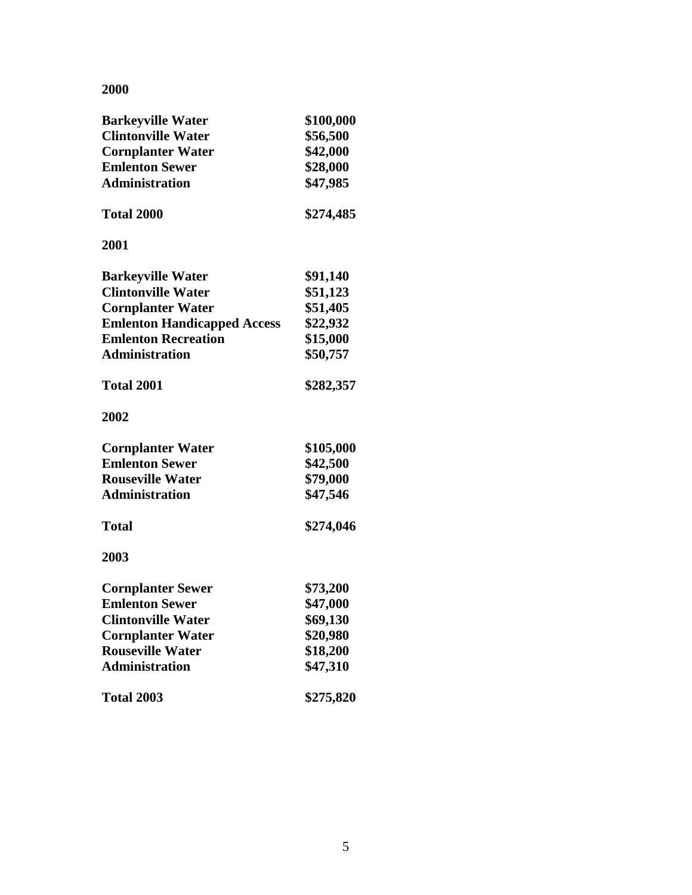**2000**

| | |
|---|---|
| **Barkeyville Water** | **$100,000** |
| **Clintonville Water** | **$56,500** |
| **Cornplanter Water** | **$42,000** |
| **Emlenton Sewer** | **$28,000** |
| **Administration** | **$47,985** |
| **Total 2000** | **$274,485** |

**2001**

| | |
|---|---|
| **Barkeyville Water** | **$91,140** |
| **Clintonville Water** | **$51,123** |
| **Cornplanter Water** | **$51,405** |
| **Emlenton Handicapped Access** | **$22,932** |
| **Emlenton Recreation** | **$15,000** |
| **Administration** | **$50,757** |
| **Total 2001** | **$282,357** |

**2002**

| | |
|---|---|
| **Cornplanter Water** | **$105,000** |
| **Emlenton Sewer** | **$42,500** |
| **Rouseville Water** | **$79,000** |
| **Administration** | **$47,546** |
| **Total** | **$274,046** |

**2003**

| | |
|---|---|
| **Cornplanter Sewer** | **$73,200** |
| **Emlenton Sewer** | **$47,000** |
| **Clintonville Water** | **$69,130** |
| **Cornplanter Water** | **$20,980** |
| **Rouseville Water** | **$18,200** |
| **Administration** | **$47,310** |
| **Total 2003** | **$275,820** |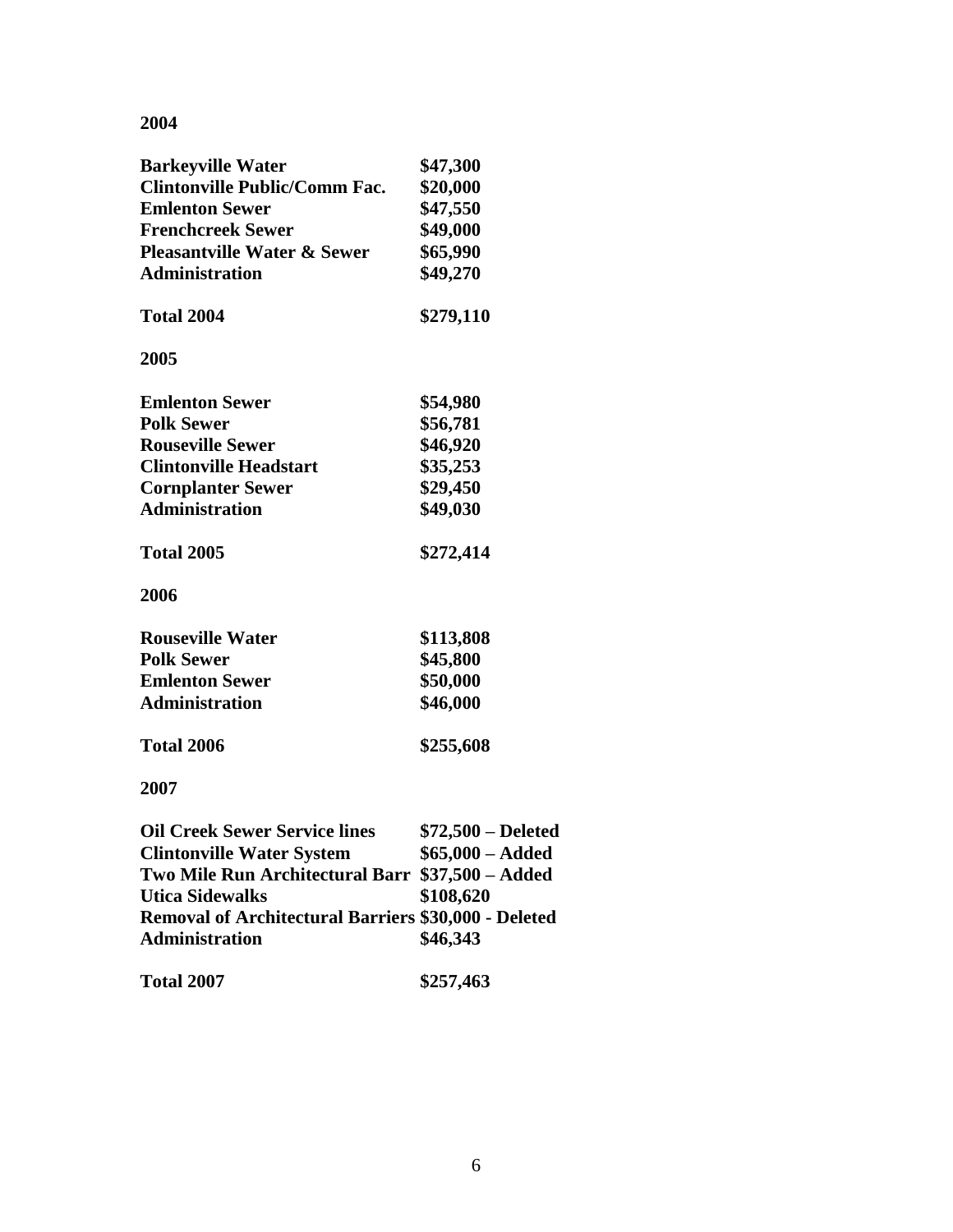**2004**

| | |
|---|---|
| **Barkeyville Water** | **$47,300** |
| **Clintonville Public/Comm Fac.** | **$20,000** |
| **Emlenton Sewer** | **$47,550** |
| **Frenchcreek Sewer** | **$49,000** |
| **Pleasantville Water & Sewer** | **$65,990** |
| **Administration** | **$49,270** |
| **Total 2004** | **$279,110** |

**2005**

| | |
|---|---|
| **Emlenton Sewer** | **$54,980** |
| **Polk Sewer** | **$56,781** |
| **Rouseville Sewer** | **$46,920** |
| **Clintonville Headstart** | **$35,253** |
| **Cornplanter Sewer** | **$29,450** |
| **Administration** | **$49,030** |
| **Total 2005** | **$272,414** |

**2006**

| | |
|---|---|
| **Rouseville Water** | **$113,808** |
| **Polk Sewer** | **$45,800** |
| **Emlenton Sewer** | **$50,000** |
| **Administration** | **$46,000** |
| **Total 2006** | **$255,608** |

**2007**

| | |
|---|---|
| **Oil Creek Sewer Service lines** | **$72,500 – Deleted** |
| **Clintonville Water System** | **$65,000 – Added** |
| **Two Mile Run Architectural Barr** | **$37,500 – Added** |
| **Utica Sidewalks** | **$108,620** |
| **Removal of Architectural Barriers** | **$30,000 - Deleted** |
| **Administration** | **$46,343** |
| **Total 2007** | **$257,463** |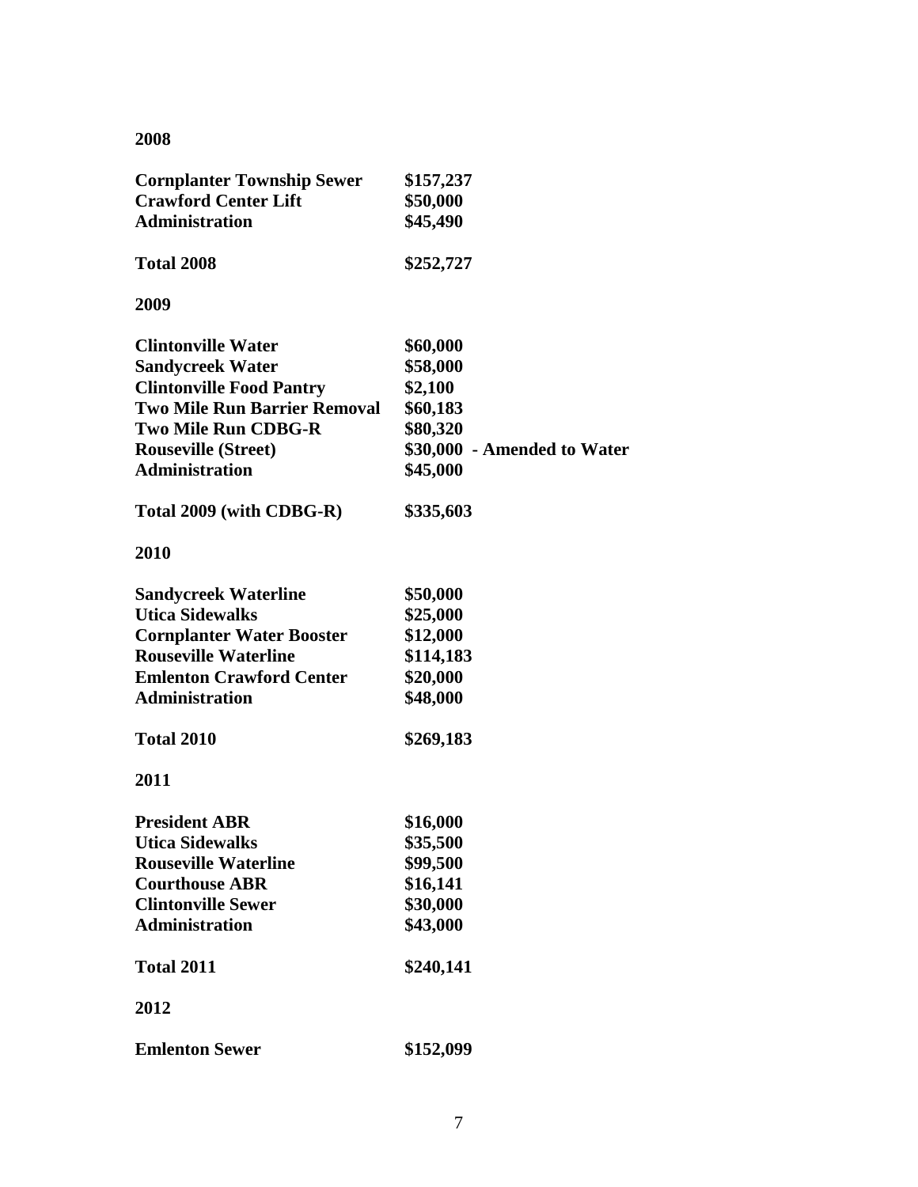**2008**

| | |
|---|---|
| **Cornplanter Township Sewer** | **$157,237** |
| **Crawford Center Lift** | **$50,000** |
| **Administration** | **$45,490** |
| | |
| **Total 2008** | **$252,727** |

**2009**

| | |
|---|---|
| **Clintonville Water** | **$60,000** |
| **Sandycreek Water** | **$58,000** |
| **Clintonville Food Pantry** | **$2,100** |
| **Two Mile Run Barrier Removal** | **$60,183** |
| **Two Mile Run CDBG-R** | **$80,320** |
| **Rouseville (Street)** | **$30,000 - Amended to Water** |
| **Administration** | **$45,000** |
| | |
| **Total 2009 (with CDBG-R)** | **$335,603** |

**2010**

| | |
|---|---|
| **Sandycreek Waterline** | **$50,000** |
| **Utica Sidewalks** | **$25,000** |
| **Cornplanter Water Booster** | **$12,000** |
| **Rouseville Waterline** | **$114,183** |
| **Emlenton Crawford Center** | **$20,000** |
| **Administration** | **$48,000** |
| | |
| **Total 2010** | **$269,183** |

**2011**

| | |
|---|---|
| **President ABR** | **$16,000** |
| **Utica Sidewalks** | **$35,500** |
| **Rouseville Waterline** | **$99,500** |
| **Courthouse ABR** | **$16,141** |
| **Clintonville Sewer** | **$30,000** |
| **Administration** | **$43,000** |
| | |
| **Total 2011** | **$240,141** |

**2012**

| | |
|---|---|
| **Emlenton Sewer** | **$152,099** |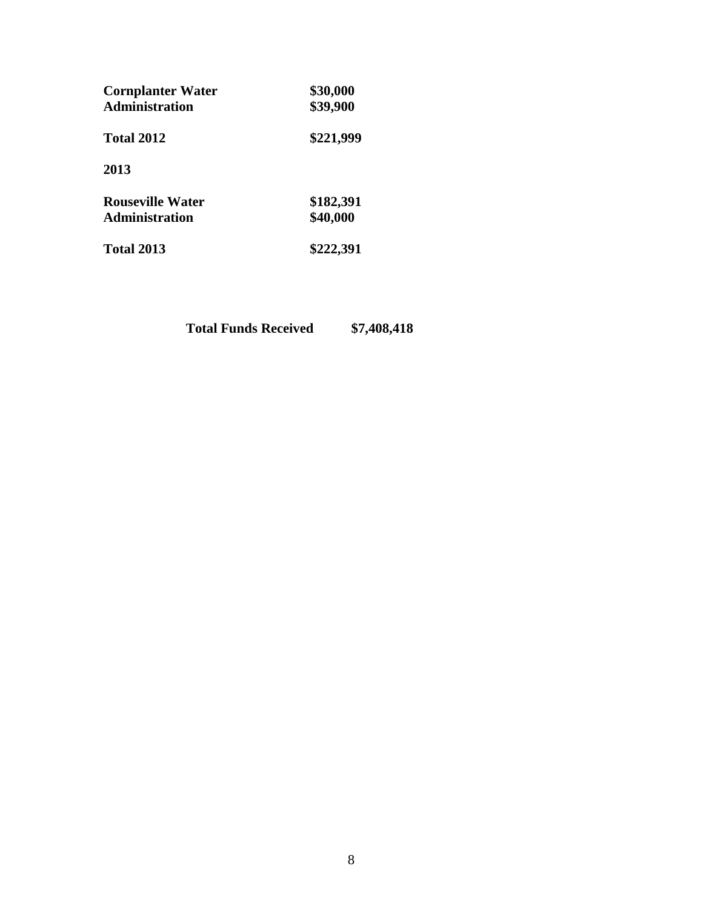| | |
|---|---|
| **Cornplanter Water** | **$30,000** |
| **Administration** | **$39,900** |
| **Total 2012** | **$221,999** |

**2013**

| | |
|---|---|
| **Rouseville Water** | **$182,391** |
| **Administration** | **$40,000** |
| **Total 2013** | **$222,391** |

**Total Funds Received $7,408,418**